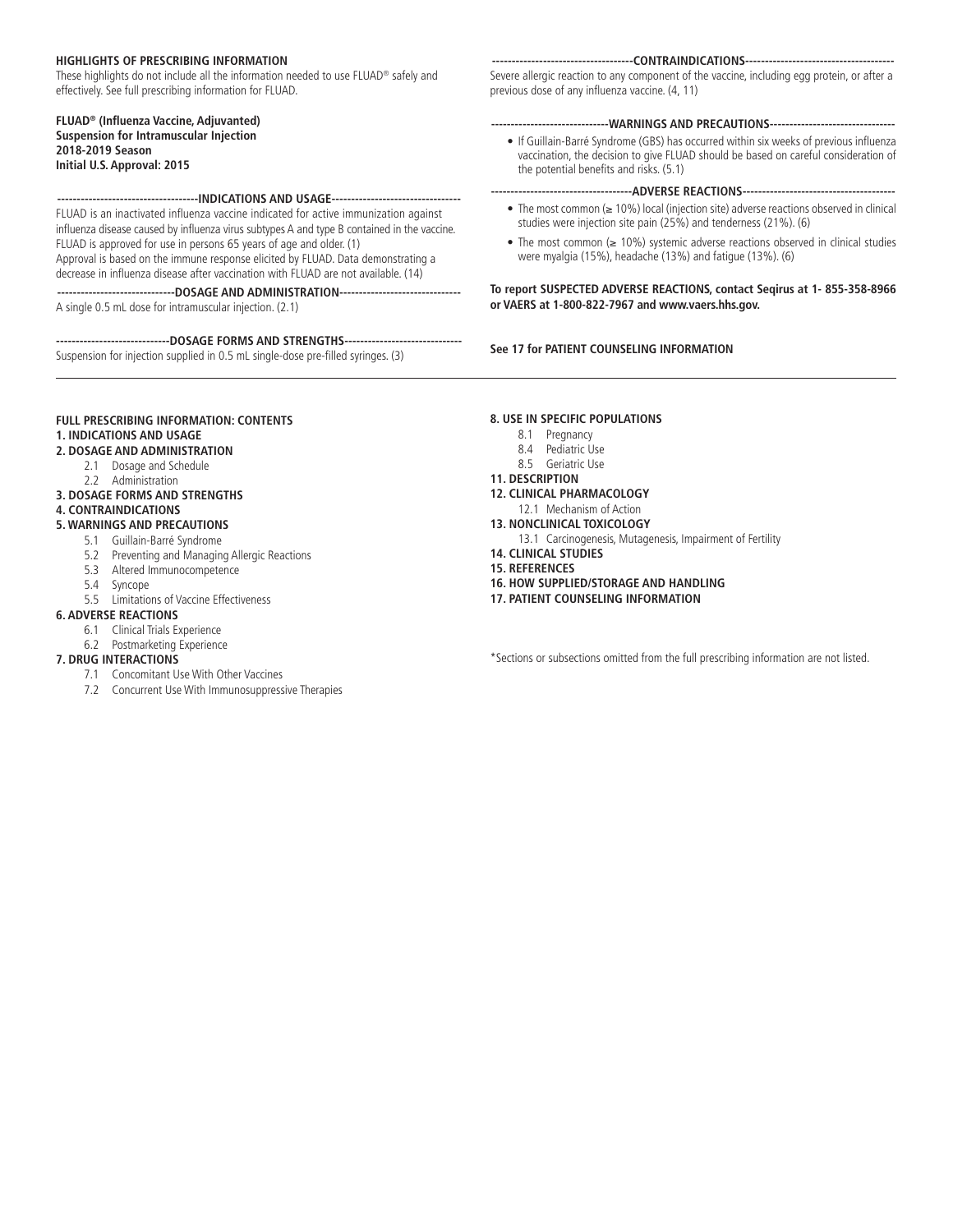**HIGHLIGHTS OF PRESCRIBING INFORMATION**

These highlights do not include all the information needed to use FLUAD® safely and effectively. See full prescribing information for FLUAD.

**FLUAD® (Influenza Vaccine, Adjuvanted)**
**Suspension for Intramuscular Injection**
**2018-2019 Season**
**Initial U.S. Approval: 2015**

**----------------------------------INDICATIONS AND USAGE--------------------------------**

FLUAD is an inactivated influenza vaccine indicated for active immunization against influenza disease caused by influenza virus subtypes A and type B contained in the vaccine. FLUAD is approved for use in persons 65 years of age and older. (1)

Approval is based on the immune response elicited by FLUAD. Data demonstrating a decrease in influenza disease after vaccination with FLUAD are not available. (14)

**------------------------------DOSAGE AND ADMINISTRATION------------------------------**

A single 0.5 mL dose for intramuscular injection. (2.1)

**-----------------------------DOSAGE FORMS AND STRENGTHS-----------------------------**

Suspension for injection supplied in 0.5 mL single-dose pre-filled syringes. (3)

**-----------------------------------CONTRAINDICATIONS-------------------------------------**

Severe allergic reaction to any component of the vaccine, including egg protein, or after a previous dose of any influenza vaccine. (4, 11)

**------------------------------WARNINGS AND PRECAUTIONS--------------------------------**

- If Guillain-Barré Syndrome (GBS) has occurred within six weeks of previous influenza vaccination, the decision to give FLUAD should be based on careful consideration of the potential benefits and risks. (5.1)

**------------------------------------ADVERSE REACTIONS--------------------------------------**

- The most common (≥ 10%) local (injection site) adverse reactions observed in clinical studies were injection site pain (25%) and tenderness (21%). (6)
- The most common (≥ 10%) systemic adverse reactions observed in clinical studies were myalgia (15%), headache (13%) and fatigue (13%). (6)

**To report SUSPECTED ADVERSE REACTIONS, contact Seqirus at 1- 855-358-8966 or VAERS at 1-800-822-7967 and www.vaers.hhs.gov.**

**See 17 for PATIENT COUNSELING INFORMATION**

---

**FULL PRESCRIBING INFORMATION: CONTENTS**

**1. INDICATIONS AND USAGE**

**2. DOSAGE AND ADMINISTRATION**
- 2.1 Dosage and Schedule
- 2.2 Administration

**3. DOSAGE FORMS AND STRENGTHS**

**4. CONTRAINDICATIONS**

**5. WARNINGS AND PRECAUTIONS**
- 5.1 Guillain-Barré Syndrome
- 5.2 Preventing and Managing Allergic Reactions
- 5.3 Altered Immunocompetence
- 5.4 Syncope
- 5.5 Limitations of Vaccine Effectiveness

**6. ADVERSE REACTIONS**
- 6.1 Clinical Trials Experience
- 6.2 Postmarketing Experience

**7. DRUG INTERACTIONS**
- 7.1 Concomitant Use With Other Vaccines
- 7.2 Concurrent Use With Immunosuppressive Therapies

**8. USE IN SPECIFIC POPULATIONS**
- 8.1 Pregnancy
- 8.4 Pediatric Use
- 8.5 Geriatric Use

**11. DESCRIPTION**

**12. CLINICAL PHARMACOLOGY**
- 12.1 Mechanism of Action

**13. NONCLINICAL TOXICOLOGY**
- 13.1 Carcinogenesis, Mutagenesis, Impairment of Fertility

**14. CLINICAL STUDIES**

**15. REFERENCES**

**16. HOW SUPPLIED/STORAGE AND HANDLING**

**17. PATIENT COUNSELING INFORMATION**

*Sections or subsections omitted from the full prescribing information are not listed.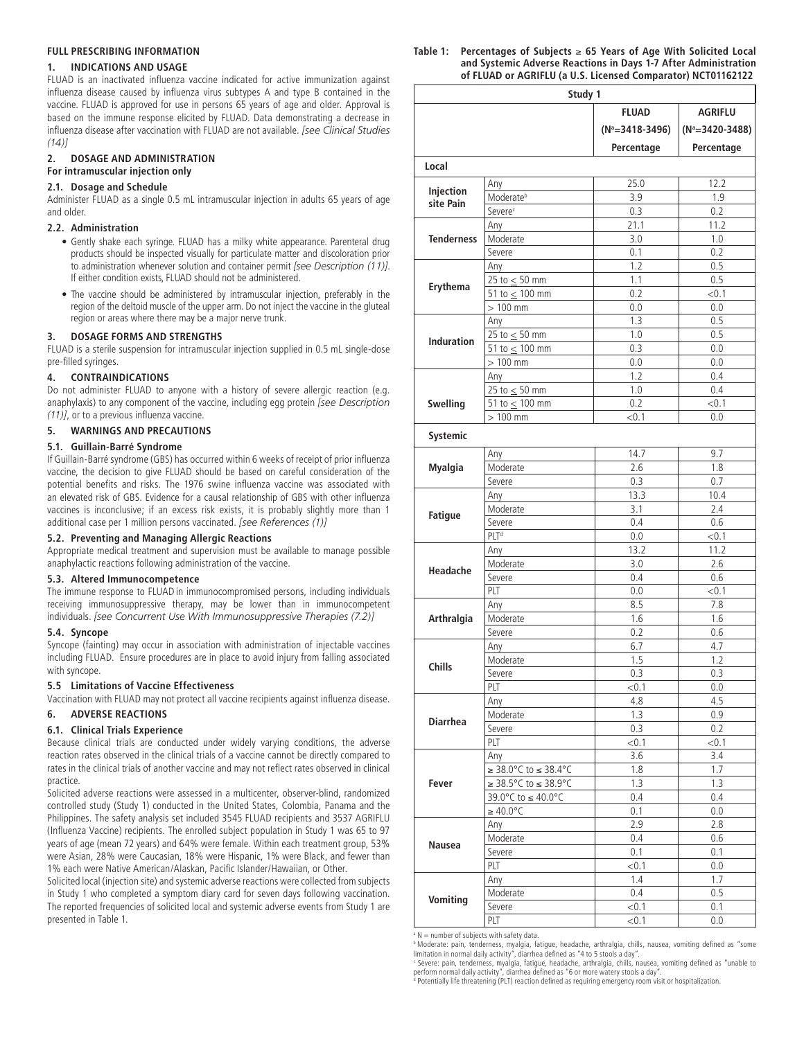## FULL PRESCRIBING INFORMATION

### 1. INDICATIONS AND USAGE

FLUAD is an inactivated influenza vaccine indicated for active immunization against influenza disease caused by influenza virus subtypes A and type B contained in the vaccine. FLUAD is approved for use in persons 65 years of age and older. Approval is based on the immune response elicited by FLUAD. Data demonstrating a decrease in influenza disease after vaccination with FLUAD are not available. *[see Clinical Studies (14)]*

### 2. DOSAGE AND ADMINISTRATION

**For intramuscular injection only**

#### 2.1. Dosage and Schedule

Administer FLUAD as a single 0.5 mL intramuscular injection in adults 65 years of age and older.

#### 2.2. Administration

- Gently shake each syringe. FLUAD has a milky white appearance. Parenteral drug products should be inspected visually for particulate matter and discoloration prior to administration whenever solution and container permit *[see Description (11)]*. If either condition exists, FLUAD should not be administered.
- The vaccine should be administered by intramuscular injection, preferably in the region of the deltoid muscle of the upper arm. Do not inject the vaccine in the gluteal region or areas where there may be a major nerve trunk.

### 3. DOSAGE FORMS AND STRENGTHS

FLUAD is a sterile suspension for intramuscular injection supplied in 0.5 mL single-dose pre-filled syringes.

### 4. CONTRAINDICATIONS

Do not administer FLUAD to anyone with a history of severe allergic reaction (e.g. anaphylaxis) to any component of the vaccine, including egg protein *[see Description (11)]*, or to a previous influenza vaccine.

### 5. WARNINGS AND PRECAUTIONS

#### 5.1. Guillain-Barré Syndrome

If Guillain-Barré syndrome (GBS) has occurred within 6 weeks of receipt of prior influenza vaccine, the decision to give FLUAD should be based on careful consideration of the potential benefits and risks. The 1976 swine influenza vaccine was associated with an elevated risk of GBS. Evidence for a causal relationship of GBS with other influenza vaccines is inconclusive; if an excess risk exists, it is probably slightly more than 1 additional case per 1 million persons vaccinated. *[see References (1)]*

#### 5.2. Preventing and Managing Allergic Reactions

Appropriate medical treatment and supervision must be available to manage possible anaphylactic reactions following administration of the vaccine.

#### 5.3. Altered Immunocompetence

The immune response to FLUAD in immunocompromised persons, including individuals receiving immunosuppressive therapy, may be lower than in immunocompetent individuals. *[see Concurrent Use With Immunosuppressive Therapies (7.2)]*

#### 5.4. Syncope

Syncope (fainting) may occur in association with administration of injectable vaccines including FLUAD. Ensure procedures are in place to avoid injury from falling associated with syncope.

#### 5.5 Limitations of Vaccine Effectiveness

Vaccination with FLUAD may not protect all vaccine recipients against influenza disease.

### 6. ADVERSE REACTIONS

#### 6.1. Clinical Trials Experience

Because clinical trials are conducted under widely varying conditions, the adverse reaction rates observed in the clinical trials of a vaccine cannot be directly compared to rates in the clinical trials of another vaccine and may not reflect rates observed in clinical practice.

Solicited adverse reactions were assessed in a multicenter, observer-blind, randomized controlled study (Study 1) conducted in the United States, Colombia, Panama and the Philippines. The safety analysis set included 3545 FLUAD recipients and 3537 AGRIFLU (Influenza Vaccine) recipients. The enrolled subject population in Study 1 was 65 to 97 years of age (mean 72 years) and 64% were female. Within each treatment group, 53% were Asian, 28% were Caucasian, 18% were Hispanic, 1% were Black, and fewer than 1% each were Native American/Alaskan, Pacific Islander/Hawaiian, or Other.

Solicited local (injection site) and systemic adverse reactions were collected from subjects in Study 1 who completed a symptom diary card for seven days following vaccination. The reported frequencies of solicited local and systemic adverse events from Study 1 are presented in Table 1.

**Table 1: Percentages of Subjects ≥ 65 Years of Age With Solicited Local and Systemic Adverse Reactions in Days 1-7 After Administration of FLUAD or AGRIFLU (a U.S. Licensed Comparator) NCT01162122**

| Study 1 | | | |
|---|---|---|---|
| | | FLUAD (N[a]=3418-3496) Percentage | AGRIFLU (N[a]=3420-3488) Percentage |
| **Local** | | | |
| **Injection site Pain** | Any | 25.0 | 12.2 |
| | Moderate[b] | 3.9 | 1.9 |
| | Severe[c] | 0.3 | 0.2 |
| **Tenderness** | Any | 21.1 | 11.2 |
| | Moderate | 3.0 | 1.0 |
| | Severe | 0.1 | 0.2 |
| **Erythema** | Any | 1.2 | 0.5 |
| | 25 to ≤ 50 mm | 1.1 | 0.5 |
| | 51 to ≤ 100 mm | 0.2 | <0.1 |
| | > 100 mm | 0.0 | 0.0 |
| **Induration** | Any | 1.3 | 0.5 |
| | 25 to ≤ 50 mm | 1.0 | 0.5 |
| | 51 to ≤ 100 mm | 0.3 | 0.0 |
| | > 100 mm | 0.0 | 0.0 |
| **Swelling** | Any | 1.2 | 0.4 |
| | 25 to ≤ 50 mm | 1.0 | 0.4 |
| | 51 to ≤ 100 mm | 0.2 | <0.1 |
| | > 100 mm | <0.1 | 0.0 |
| **Systemic** | | | |
| **Myalgia** | Any | 14.7 | 9.7 |
| | Moderate | 2.6 | 1.8 |
| | Severe | 0.3 | 0.7 |
| **Fatigue** | Any | 13.3 | 10.4 |
| | Moderate | 3.1 | 2.4 |
| | Severe | 0.4 | 0.6 |
| | PLT[d] | 0.0 | <0.1 |
| **Headache** | Any | 13.2 | 11.2 |
| | Moderate | 3.0 | 2.6 |
| | Severe | 0.4 | 0.6 |
| | PLT | 0.0 | <0.1 |
| **Arthralgia** | Any | 8.5 | 7.8 |
| | Moderate | 1.6 | 1.6 |
| | Severe | 0.2 | 0.6 |
| **Chills** | Any | 6.7 | 4.7 |
| | Moderate | 1.5 | 1.2 |
| | Severe | 0.3 | 0.3 |
| | PLT | <0.1 | 0.0 |
| **Diarrhea** | Any | 4.8 | 4.5 |
| | Moderate | 1.3 | 0.9 |
| | Severe | 0.3 | 0.2 |
| | PLT | <0.1 | <0.1 |
| **Fever** | Any | 3.6 | 3.4 |
| | ≥ 38.0°C to ≤ 38.4°C | 1.8 | 1.7 |
| | ≥ 38.5°C to ≤ 38.9°C | 1.3 | 1.3 |
| | 39.0°C to ≤ 40.0°C | 0.4 | 0.4 |
| | ≥ 40.0°C | 0.1 | 0.0 |
| **Nausea** | Any | 2.9 | 2.8 |
| | Moderate | 0.4 | 0.6 |
| | Severe | 0.1 | 0.1 |
| | PLT | <0.1 | 0.0 |
| **Vomiting** | Any | 1.4 | 1.7 |
| | Moderate | 0.4 | 0.5 |
| | Severe | <0.1 | 0.1 |
| | PLT | <0.1 | 0.0 |

[a] N = number of subjects with safety data.

[b] Moderate: pain, tenderness, myalgia, fatigue, headache, arthralgia, chills, nausea, vomiting defined as "some limitation in normal daily activity", diarrhea defined as "4 to 5 stools a day".

[c] Severe: pain, tenderness, myalgia, fatigue, headache, arthralgia, chills, nausea, vomiting defined as "unable to perform normal daily activity", diarrhea defined as "6 or more watery stools a day".

[d] Potentially life threatening (PLT) reaction defined as requiring emergency room visit or hospitalization.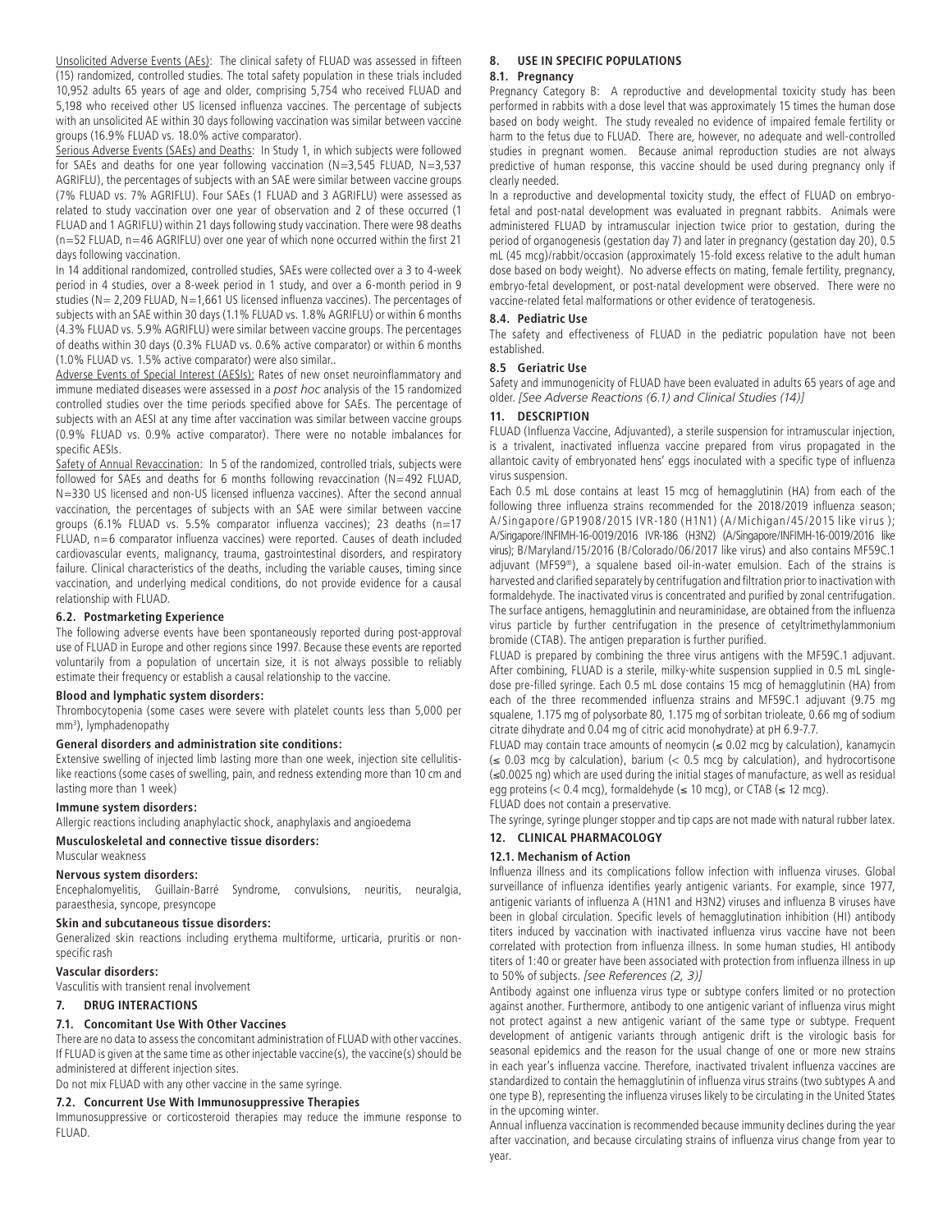Unsolicited Adverse Events (AEs): The clinical safety of FLUAD was assessed in fifteen (15) randomized, controlled studies. The total safety population in these trials included 10,952 adults 65 years of age and older, comprising 5,754 who received FLUAD and 5,198 who received other US licensed influenza vaccines. The percentage of subjects with an unsolicited AE within 30 days following vaccination was similar between vaccine groups (16.9% FLUAD vs. 18.0% active comparator).

Serious Adverse Events (SAEs) and Deaths: In Study 1, in which subjects were followed for SAEs and deaths for one year following vaccination (N=3,545 FLUAD, N=3,537 AGRIFLU), the percentages of subjects with an SAE were similar between vaccine groups (7% FLUAD vs. 7% AGRIFLU). Four SAEs (1 FLUAD and 3 AGRIFLU) were assessed as related to study vaccination over one year of observation and 2 of these occurred (1 FLUAD and 1 AGRIFLU) within 21 days following study vaccination. There were 98 deaths (n=52 FLUAD, n=46 AGRIFLU) over one year of which none occurred within the first 21 days following vaccination.

In 14 additional randomized, controlled studies, SAEs were collected over a 3 to 4-week period in 4 studies, over a 8-week period in 1 study, and over a 6-month period in 9 studies (N= 2,209 FLUAD, N=1,661 US licensed influenza vaccines). The percentages of subjects with an SAE within 30 days (1.1% FLUAD vs. 1.8% AGRIFLU) or within 6 months (4.3% FLUAD vs. 5.9% AGRIFLU) were similar between vaccine groups. The percentages of deaths within 30 days (0.3% FLUAD vs. 0.6% active comparator) or within 6 months (1.0% FLUAD vs. 1.5% active comparator) were also similar..

Adverse Events of Special Interest (AESIs): Rates of new onset neuroinflammatory and immune mediated diseases were assessed in a *post hoc* analysis of the 15 randomized controlled studies over the time periods specified above for SAEs. The percentage of subjects with an AESI at any time after vaccination was similar between vaccine groups (0.9% FLUAD vs. 0.9% active comparator). There were no notable imbalances for specific AESIs.

Safety of Annual Revaccination: In 5 of the randomized, controlled trials, subjects were followed for SAEs and deaths for 6 months following revaccination (N=492 FLUAD, N=330 US licensed and non-US licensed influenza vaccines). After the second annual vaccination, the percentages of subjects with an SAE were similar between vaccine groups (6.1% FLUAD vs. 5.5% comparator influenza vaccines); 23 deaths (n=17 FLUAD, n=6 comparator influenza vaccines) were reported. Causes of death included cardiovascular events, malignancy, trauma, gastrointestinal disorders, and respiratory failure. Clinical characteristics of the deaths, including the variable causes, timing since vaccination, and underlying medical conditions, do not provide evidence for a causal relationship with FLUAD.

### 6.2. Postmarketing Experience

The following adverse events have been spontaneously reported during post-approval use of FLUAD in Europe and other regions since 1997. Because these events are reported voluntarily from a population of uncertain size, it is not always possible to reliably estimate their frequency or establish a causal relationship to the vaccine.

**Blood and lymphatic system disorders:**

Thrombocytopenia (some cases were severe with platelet counts less than 5,000 per mm$^3$), lymphadenopathy

**General disorders and administration site conditions:**

Extensive swelling of injected limb lasting more than one week, injection site cellulitis-like reactions (some cases of swelling, pain, and redness extending more than 10 cm and lasting more than 1 week)

**Immune system disorders:**

Allergic reactions including anaphylactic shock, anaphylaxis and angioedema

**Musculoskeletal and connective tissue disorders:**

Muscular weakness

**Nervous system disorders:**

Encephalomyelitis, Guillain-Barré Syndrome, convulsions, neuritis, neuralgia, paraesthesia, syncope, presyncope

**Skin and subcutaneous tissue disorders:**

Generalized skin reactions including erythema multiforme, urticaria, pruritis or non-specific rash

**Vascular disorders:**

Vasculitis with transient renal involvement

## 7. DRUG INTERACTIONS

### 7.1. Concomitant Use With Other Vaccines

There are no data to assess the concomitant administration of FLUAD with other vaccines. If FLUAD is given at the same time as other injectable vaccine(s), the vaccine(s) should be administered at different injection sites.

Do not mix FLUAD with any other vaccine in the same syringe.

### 7.2. Concurrent Use With Immunosuppressive Therapies

Immunosuppressive or corticosteroid therapies may reduce the immune response to FLUAD.

## 8. USE IN SPECIFIC POPULATIONS

### 8.1. Pregnancy

Pregnancy Category B: A reproductive and developmental toxicity study has been performed in rabbits with a dose level that was approximately 15 times the human dose based on body weight. The study revealed no evidence of impaired female fertility or harm to the fetus due to FLUAD. There are, however, no adequate and well-controlled studies in pregnant women. Because animal reproduction studies are not always predictive of human response, this vaccine should be used during pregnancy only if clearly needed.

In a reproductive and developmental toxicity study, the effect of FLUAD on embryo-fetal and post-natal development was evaluated in pregnant rabbits. Animals were administered FLUAD by intramuscular injection twice prior to gestation, during the period of organogenesis (gestation day 7) and later in pregnancy (gestation day 20), 0.5 mL (45 mcg)/rabbit/occasion (approximately 15-fold excess relative to the adult human dose based on body weight). No adverse effects on mating, female fertility, pregnancy, embryo-fetal development, or post-natal development were observed. There were no vaccine-related fetal malformations or other evidence of teratogenesis.

### 8.4. Pediatric Use

The safety and effectiveness of FLUAD in the pediatric population have not been established.

### 8.5 Geriatric Use

Safety and immunogenicity of FLUAD have been evaluated in adults 65 years of age and older. *[See Adverse Reactions (6.1) and Clinical Studies (14)]*

## 11. DESCRIPTION

FLUAD (Influenza Vaccine, Adjuvanted), a sterile suspension for intramuscular injection, is a trivalent, inactivated influenza vaccine prepared from virus propagated in the allantoic cavity of embryonated hens' eggs inoculated with a specific type of influenza virus suspension.

Each 0.5 mL dose contains at least 15 mcg of hemagglutinin (HA) from each of the following three influenza strains recommended for the 2018/2019 influenza season; A/Singapore/GP1908/2015 IVR-180 (H1N1) (A/Michigan/45/2015 like virus); A/Singapore/INFIMH-16-0019/2016 IVR-186 (H3N2) (A/Singapore/INFIMH-16-0019/2016 like virus); B/Maryland/15/2016 (B/Colorado/06/2017 like virus) and also contains MF59C.1 adjuvant (MF59®), a squalene based oil-in-water emulsion. Each of the strains is harvested and clarified separately by centrifugation and filtration prior to inactivation with formaldehyde. The inactivated virus is concentrated and purified by zonal centrifugation. The surface antigens, hemagglutinin and neuraminidase, are obtained from the influenza virus particle by further centrifugation in the presence of cetyltrimethylammonium bromide (CTAB). The antigen preparation is further purified.

FLUAD is prepared by combining the three virus antigens with the MF59C.1 adjuvant. After combining, FLUAD is a sterile, milky-white suspension supplied in 0.5 mL single-dose pre-filled syringe. Each 0.5 mL dose contains 15 mcg of hemagglutinin (HA) from each of the three recommended influenza strains and MF59C.1 adjuvant (9.75 mg squalene, 1.175 mg of polysorbate 80, 1.175 mg of sorbitan trioleate, 0.66 mg of sodium citrate dihydrate and 0.04 mg of citric acid monohydrate) at pH 6.9-7.7.

FLUAD may contain trace amounts of neomycin (≤ 0.02 mcg by calculation), kanamycin (≤ 0.03 mcg by calculation), barium (< 0.5 mcg by calculation), and hydrocortisone (≤0.0025 ng) which are used during the initial stages of manufacture, as well as residual egg proteins (< 0.4 mcg), formaldehyde (≤ 10 mcg), or CTAB (≤ 12 mcg).

FLUAD does not contain a preservative.

The syringe, syringe plunger stopper and tip caps are not made with natural rubber latex.

## 12. CLINICAL PHARMACOLOGY

### 12.1. Mechanism of Action

Influenza illness and its complications follow infection with influenza viruses. Global surveillance of influenza identifies yearly antigenic variants. For example, since 1977, antigenic variants of influenza A (H1N1 and H3N2) viruses and influenza B viruses have been in global circulation. Specific levels of hemagglutination inhibition (HI) antibody titers induced by vaccination with inactivated influenza virus vaccine have not been correlated with protection from influenza illness. In some human studies, HI antibody titers of 1:40 or greater have been associated with protection from influenza illness in up to 50% of subjects. *[see References (2, 3)]*

Antibody against one influenza virus type or subtype confers limited or no protection against another. Furthermore, antibody to one antigenic variant of influenza virus might not protect against a new antigenic variant of the same type or subtype. Frequent development of antigenic variants through antigenic drift is the virologic basis for seasonal epidemics and the reason for the usual change of one or more new strains in each year's influenza vaccine. Therefore, inactivated trivalent influenza vaccines are standardized to contain the hemagglutinin of influenza virus strains (two subtypes A and one type B), representing the influenza viruses likely to be circulating in the United States in the upcoming winter.

Annual influenza vaccination is recommended because immunity declines during the year after vaccination, and because circulating strains of influenza virus change from year to year.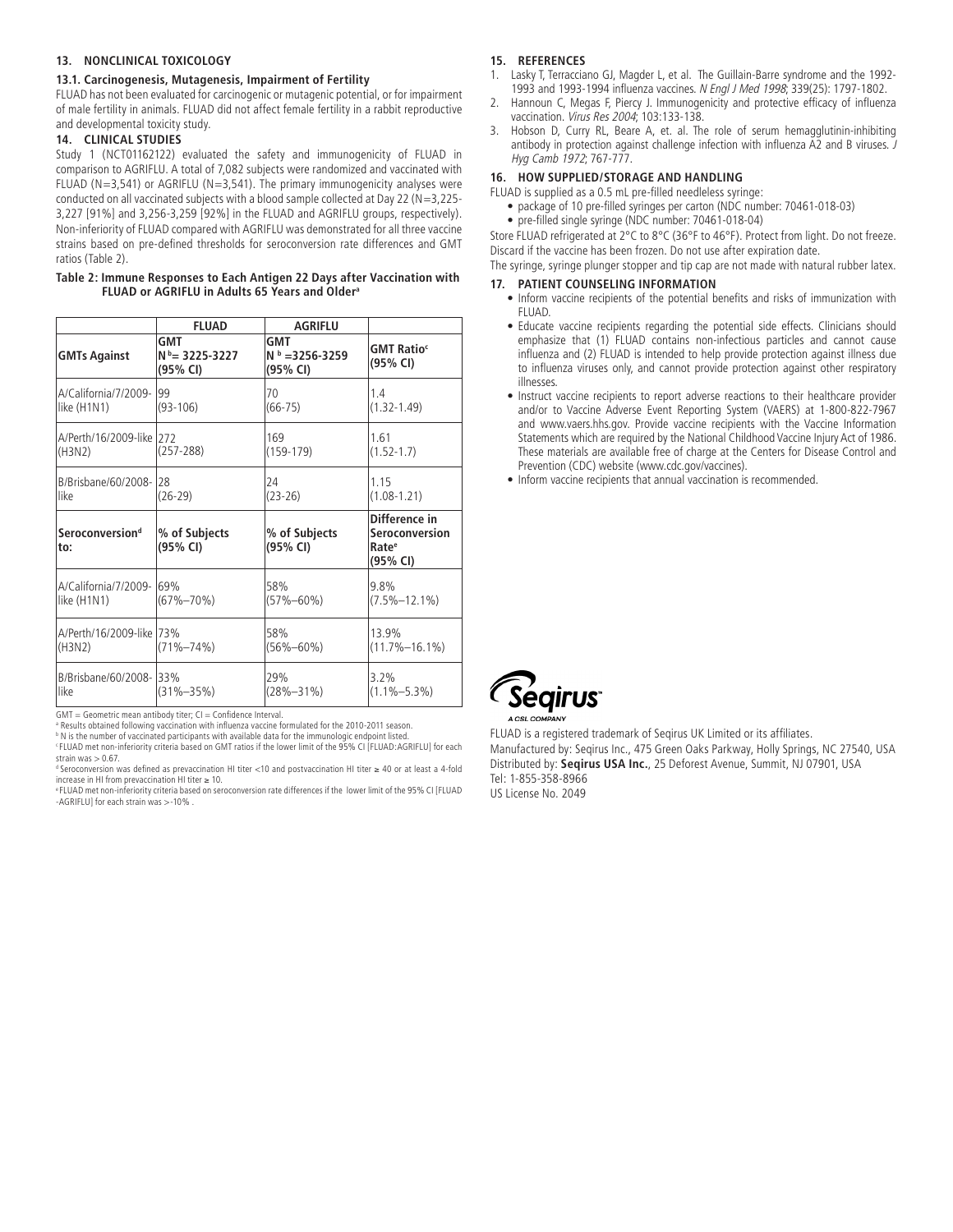## 13. NONCLINICAL TOXICOLOGY

### 13.1. Carcinogenesis, Mutagenesis, Impairment of Fertility

FLUAD has not been evaluated for carcinogenic or mutagenic potential, or for impairment of male fertility in animals. FLUAD did not affect female fertility in a rabbit reproductive and developmental toxicity study.

## 14. CLINICAL STUDIES

Study 1 (NCT01162122) evaluated the safety and immunogenicity of FLUAD in comparison to AGRIFLU. A total of 7,082 subjects were randomized and vaccinated with FLUAD (N=3,541) or AGRIFLU (N=3,541). The primary immunogenicity analyses were conducted on all vaccinated subjects with a blood sample collected at Day 22 (N=3,225-3,227 [91%] and 3,256-3,259 [92%] in the FLUAD and AGRIFLU groups, respectively). Non-inferiority of FLUAD compared with AGRIFLU was demonstrated for all three vaccine strains based on pre-defined thresholds for seroconversion rate differences and GMT ratios (Table 2).

**Table 2: Immune Responses to Each Antigen 22 Days after Vaccination with FLUAD or AGRIFLU in Adults 65 Years and Older[a]**

| | FLUAD | AGRIFLU | |
|---|---|---|---|
| **GMTs Against** | **GMT N[b]= 3225-3227 (95% CI)** | **GMT N[b] =3256-3259 (95% CI)** | **GMT Ratio[c] (95% CI)** |
| A/California/7/2009-like (H1N1) | 99 (93-106) | 70 (66-75) | 1.4 (1.32-1.49) |
| A/Perth/16/2009-like (H3N2) | 272 (257-288) | 169 (159-179) | 1.61 (1.52-1.7) |
| B/Brisbane/60/2008-like | 28 (26-29) | 24 (23-26) | 1.15 (1.08-1.21) |
| **Seroconversion[d] to:** | **% of Subjects (95% CI)** | **% of Subjects (95% CI)** | **Difference in Seroconversion Rate[e] (95% CI)** |
| A/California/7/2009-like (H1N1) | 69% (67%–70%) | 58% (57%–60%) | 9.8% (7.5%–12.1%) |
| A/Perth/16/2009-like (H3N2) | 73% (71%–74%) | 58% (56%–60%) | 13.9% (11.7%–16.1%) |
| B/Brisbane/60/2008-like | 33% (31%–35%) | 29% (28%–31%) | 3.2% (1.1%–5.3%) |

GMT = Geometric mean antibody titer; CI = Confidence Interval.

[a] Results obtained following vaccination with influenza vaccine formulated for the 2010-2011 season.

[b] N is the number of vaccinated participants with available data for the immunologic endpoint listed.

[c] FLUAD met non-inferiority criteria based on GMT ratios if the lower limit of the 95% CI [FLUAD:AGRIFLU] for each strain was > 0.67.

[d] Seroconversion was defined as prevaccination HI titer <10 and postvaccination HI titer ≥ 40 or at least a 4-fold increase in HI from prevaccination HI titer ≥ 10.

[e] FLUAD met non-inferiority criteria based on seroconversion rate differences if the lower limit of the 95% CI [FLUAD -AGRIFLU] for each strain was >-10% .

## 15. REFERENCES

1. Lasky T, Terracciano GJ, Magder L, et al. The Guillain-Barre syndrome and the 1992-1993 and 1993-1994 influenza vaccines. *N Engl J Med 1998*; 339(25): 1797-1802.
2. Hannoun C, Megas F, Piercy J. Immunogenicity and protective efficacy of influenza vaccination. *Virus Res 2004*; 103:133-138.
3. Hobson D, Curry RL, Beare A, et. al. The role of serum hemagglutinin-inhibiting antibody in protection against challenge infection with influenza A2 and B viruses. *J Hyg Camb 1972*; 767-777.

## 16. HOW SUPPLIED/STORAGE AND HANDLING

FLUAD is supplied as a 0.5 mL pre-filled needleless syringe:

- package of 10 pre-filled syringes per carton (NDC number: 70461-018-03)
- pre-filled single syringe (NDC number: 70461-018-04)

Store FLUAD refrigerated at 2°C to 8°C (36°F to 46°F). Protect from light. Do not freeze. Discard if the vaccine has been frozen. Do not use after expiration date.

The syringe, syringe plunger stopper and tip cap are not made with natural rubber latex.

## 17. PATIENT COUNSELING INFORMATION

- Inform vaccine recipients of the potential benefits and risks of immunization with FLUAD.
- Educate vaccine recipients regarding the potential side effects. Clinicians should emphasize that (1) FLUAD contains non-infectious particles and cannot cause influenza and (2) FLUAD is intended to help provide protection against illness due to influenza viruses only, and cannot provide protection against other respiratory illnesses.
- Instruct vaccine recipients to report adverse reactions to their healthcare provider and/or to Vaccine Adverse Event Reporting System (VAERS) at 1-800-822-7967 and www.vaers.hhs.gov. Provide vaccine recipients with the Vaccine Information Statements which are required by the National Childhood Vaccine Injury Act of 1986. These materials are available free of charge at the Centers for Disease Control and Prevention (CDC) website (www.cdc.gov/vaccines).
- Inform vaccine recipients that annual vaccination is recommended.

Seqirus™
A CSL COMPANY

FLUAD is a registered trademark of Seqirus UK Limited or its affiliates.
Manufactured by: Seqirus Inc., 475 Green Oaks Parkway, Holly Springs, NC 27540, USA
Distributed by: **Seqirus USA Inc.**, 25 Deforest Avenue, Summit, NJ 07901, USA
Tel: 1-855-358-8966
US License No. 2049